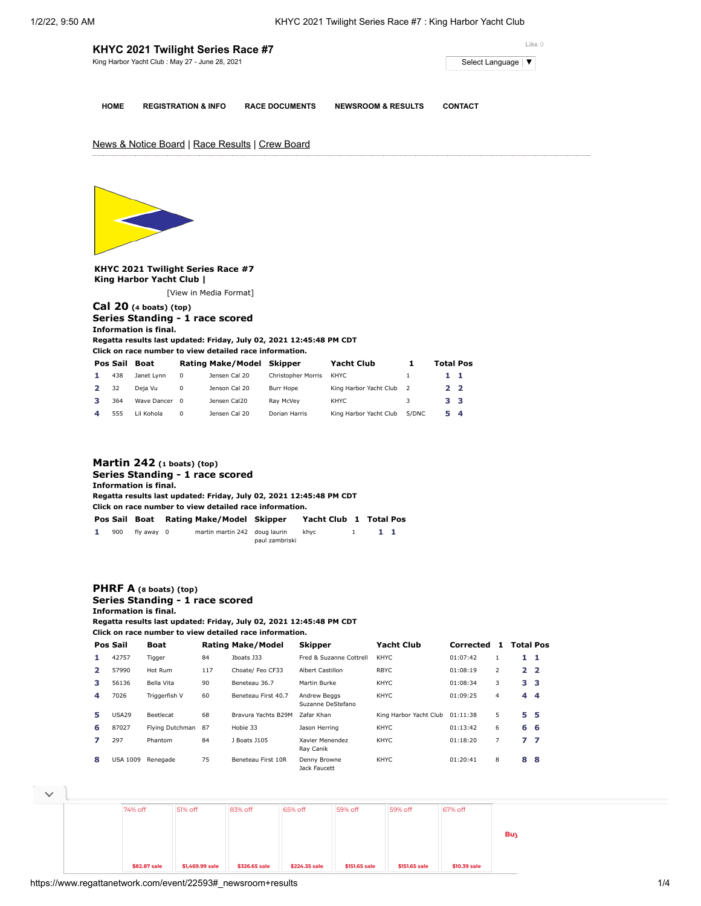# KHYC 2021 Twilight Series Race #7

King Harbor Yacht Club : May 27 - June 28, 2021

Like 0

Select Language ▼

HOME | REGISTRATION & INFO | RACE DOCUMENTS | NEWSROOM & RESULTS | CONTACT

News & Notice Board | Race Results | Crew Board

**KHYC 2021 Twilight Series Race #7**
**King Harbor Yacht Club |**

[View in Media Format]

## Cal 20 (4 boats) (top)

### Series Standing - 1 race scored

**Information is final.**
**Regatta results last updated: Friday, July 02, 2021 12:45:48 PM CDT**
**Click on race number to view detailed race information.**

| Pos | Sail | Boat | Rating | Make/Model | Skipper | Yacht Club | 1 | Total | Pos |
|---|---|---|---|---|---|---|---|---|---|
| 1 | 438 | Janet Lynn | 0 | Jensen Cal 20 | Christopher Morris | KHYC | 1 | 1 | 1 |
| 2 | 32 | Deja Vu | 0 | Jenson Cal 20 | Burr Hope | King Harbor Yacht Club | 2 | 2 | 2 |
| 3 | 364 | Wave Dancer | 0 | Jensen Cal20 | Ray McVey | KHYC | 3 | 3 | 3 |
| 4 | 555 | Lil Kohola | 0 | Jensen Cal 20 | Dorian Harris | King Harbor Yacht Club | 5/DNC | 5 | 4 |

## Martin 242 (1 boats) (top)

### Series Standing - 1 race scored

**Information is final.**
**Regatta results last updated: Friday, July 02, 2021 12:45:48 PM CDT**
**Click on race number to view detailed race information.**

| Pos | Sail | Boat | Rating | Make/Model | Skipper | Yacht Club | 1 | Total | Pos |
|---|---|---|---|---|---|---|---|---|---|
| 1 | 900 | fly away | 0 | martin martin 242 | doug laurin<br>paul zambriski | khyc | 1 | 1 | 1 |

## PHRF A (8 boats) (top)

### Series Standing - 1 race scored

**Information is final.**
**Regatta results last updated: Friday, July 02, 2021 12:45:48 PM CDT**
**Click on race number to view detailed race information.**

| Pos | Sail | Boat | Rating | Make/Model | Skipper | Yacht Club | Corrected | 1 | Total | Pos |
|---|---|---|---|---|---|---|---|---|---|---|
| 1 | 42757 | Tigger | 84 | Jboats J33 | Fred & Suzanne Cottrell | KHYC | 01:07:42 | 1 | 1 | 1 |
| 2 | 57990 | Hot Rum | 117 | Choate/ Feo CF33 | Albert Castillon | RBYC | 01:08:19 | 2 | 2 | 2 |
| 3 | 56136 | Bella Vita | 90 | Beneteau 36.7 | Martin Burke | KHYC | 01:08:34 | 3 | 3 | 3 |
| 4 | 7026 | Triggerfish V | 60 | Beneteau First 40.7 | Andrew Beggs<br>Suzanne DeStefano | KHYC | 01:09:25 | 4 | 4 | 4 |
| 5 | USA29 | Beetlecat | 68 | Bravura Yachts B29M | Zafar Khan | King Harbor Yacht Club | 01:11:38 | 5 | 5 | 5 |
| 6 | 87027 | Flying Dutchman | 87 | Hobie 33 | Jason Herring | KHYC | 01:13:42 | 6 | 6 | 6 |
| 7 | 297 | Phantom | 84 | J Boats J105 | Xavier Menendez<br>Ray Canik | KHYC | 01:18:20 | 7 | 7 | 7 |
| 8 | USA 1009 | Renegade | 75 | Beneteau First 10R | Denny Browne<br>Jack Faucett | KHYC | 01:20:41 | 8 | 8 | 8 |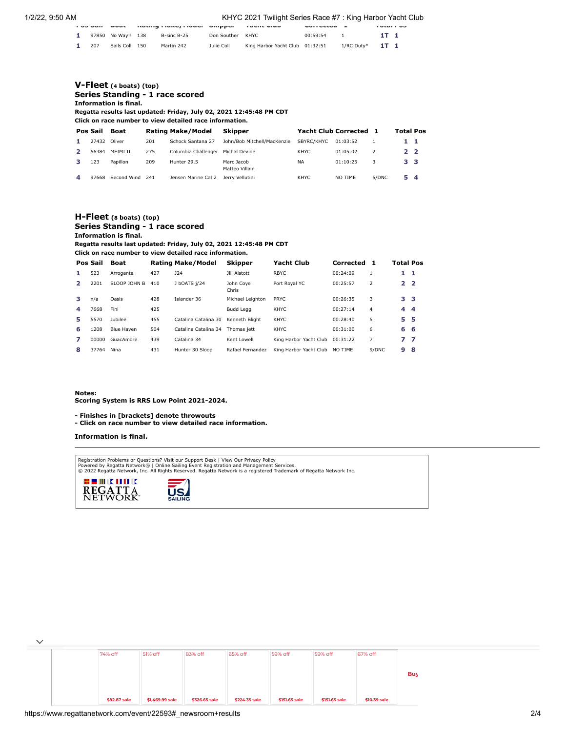| Pos | Sail | Boat | Rating | Make/Model | Skipper | Yacht Club | Corrected | 1 | Total | Pos |
|---|---|---|---|---|---|---|---|---|---|---|
| 1 | 97850 | No Way!! | 138 | B-sinc B-25 | Don Souther | KHYC | 00:59:54 | 1 | 1T | 1 |
| 1 | 207 | Sails Coll | 150 | Martin 242 | Julie Coll | King Harbor Yacht Club | 01:32:51 | 1/RC Duty* | 1T | 1 |

## V-Fleet (4 boats) (top)

### Series Standing - 1 race scored

**Information is final.**

**Regatta results last updated: Friday, July 02, 2021 12:45:48 PM CDT**

**Click on race number to view detailed race information.**

| Pos | Sail | Boat | Rating | Make/Model | Skipper | Yacht Club | Corrected | 1 | Total | Pos |
|---|---|---|---|---|---|---|---|---|---|---|
| 1 | 27432 | Oliver | 201 | Schock Santana 27 | John/Bob Mitchell/MacKenzie | SBYRC/KHYC | 01:03:52 | 1 | 1 | 1 |
| 2 | 56384 | MEIMI II | 275 | Columbia Challenger | Michal Devine | KHYC | 01:05:02 | 2 | 2 | 2 |
| 3 | 123 | Papillon | 209 | Hunter 29.5 | Marc Jacob Matteo Villain | NA | 01:10:25 | 3 | 3 | 3 |
| 4 | 97668 | Second Wind | 241 | Jensen Marine Cal 2 | Jerry Vellutini | KHYC | NO TIME | 5/DNC | 5 | 4 |

## H-Fleet (8 boats) (top)

### Series Standing - 1 race scored

**Information is final.**

**Regatta results last updated: Friday, July 02, 2021 12:45:48 PM CDT**

**Click on race number to view detailed race information.**

| Pos | Sail | Boat | Rating | Make/Model | Skipper | Yacht Club | Corrected | 1 | Total | Pos |
|---|---|---|---|---|---|---|---|---|---|---|
| 1 | 523 | Arrogante | 427 | J24 | Jill Alstott | RBYC | 00:24:09 | 1 | 1 | 1 |
| 2 | 2201 | SLOOP JOHN B | 410 | J bOATS j/24 | John Coye Chris | Port Royal YC | 00:25:57 | 2 | 2 | 2 |
| 3 | n/a | Oasis | 428 | Islander 36 | Michael Leighton | PRYC | 00:26:35 | 3 | 3 | 3 |
| 4 | 7668 | Fini | 425 | | Budd Legg | KHYC | 00:27:14 | 4 | 4 | 4 |
| 5 | 5570 | Jubilee | 455 | Catalina Catalina 30 | Kenneth Blight | KHYC | 00:28:40 | 5 | 5 | 5 |
| 6 | 1208 | Blue Haven | 504 | Catalina Catalina 34 | Thomas jett | KHYC | 00:31:00 | 6 | 6 | 6 |
| 7 | 00000 | GuacAmore | 439 | Catalina 34 | Kent Lowell | King Harbor Yacht Club | 00:31:22 | 7 | 7 | 7 |
| 8 | 37764 | Nina | 431 | Hunter 30 Sloop | Rafael Fernandez | King Harbor Yacht Club | NO TIME | 9/DNC | 9 | 8 |

**Notes:**
**Scoring System is RRS Low Point 2021-2024.**

**- Finishes in [brackets] denote throwouts**
**- Click on race number to view detailed race information.**

**Information is final.**

Registration Problems or Questions? Visit our Support Desk | View Our Privacy Policy
Powered by Regatta Network® | Online Sailing Event Registration and Management Services.
© 2022 Regatta Network, Inc. All Rights Reserved. Regatta Network is a registered Trademark of Regatta Network Inc.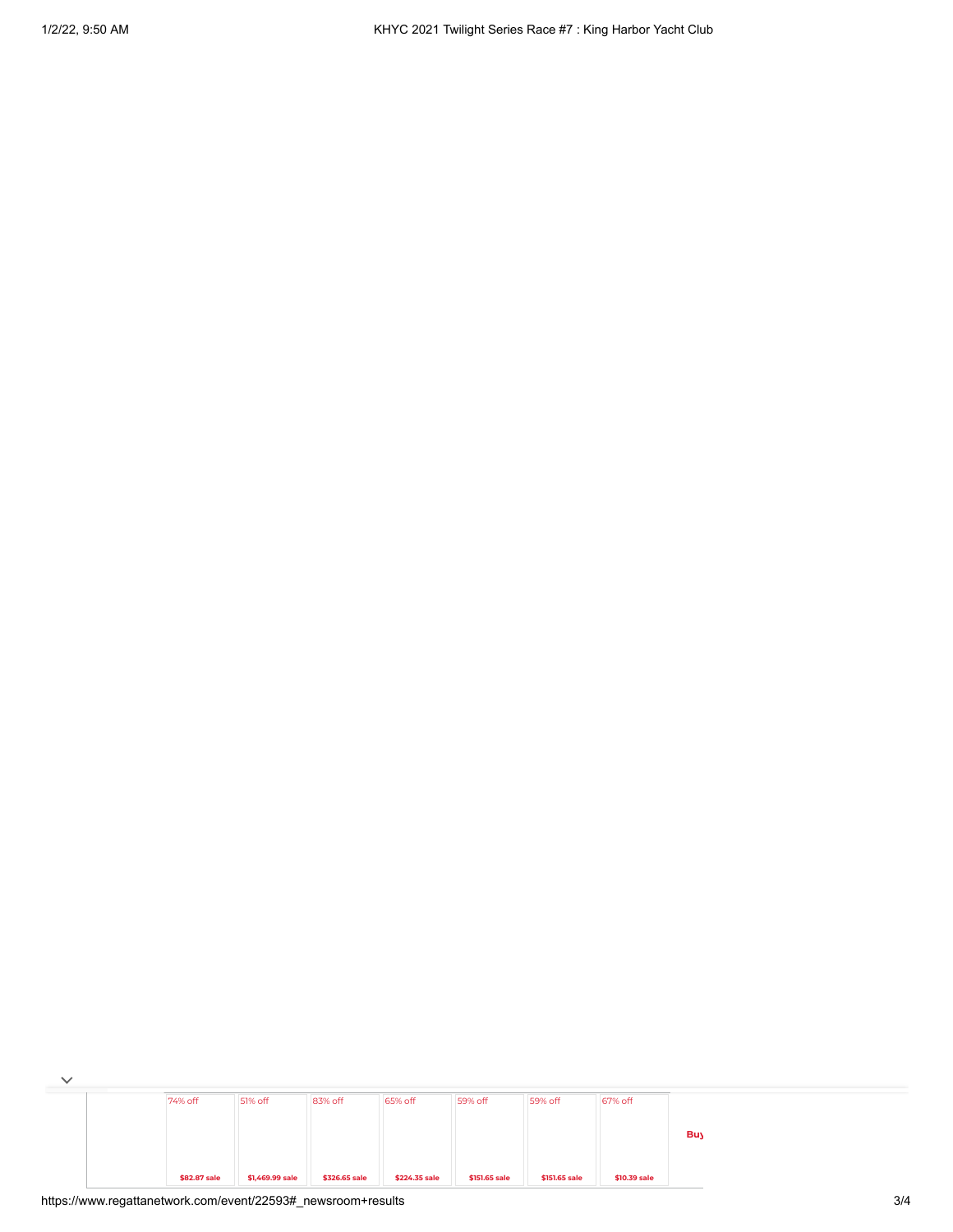| 74% off | 51% off | 83% off | 65% off | 59% off | 59% off | 67% off |
|---|---|---|---|---|---|---|
| $82.87 sale | $1,469.99 sale | $326.65 sale | $224.35 sale | $151.65 sale | $151.65 sale | $10.39 sale |

**Buy**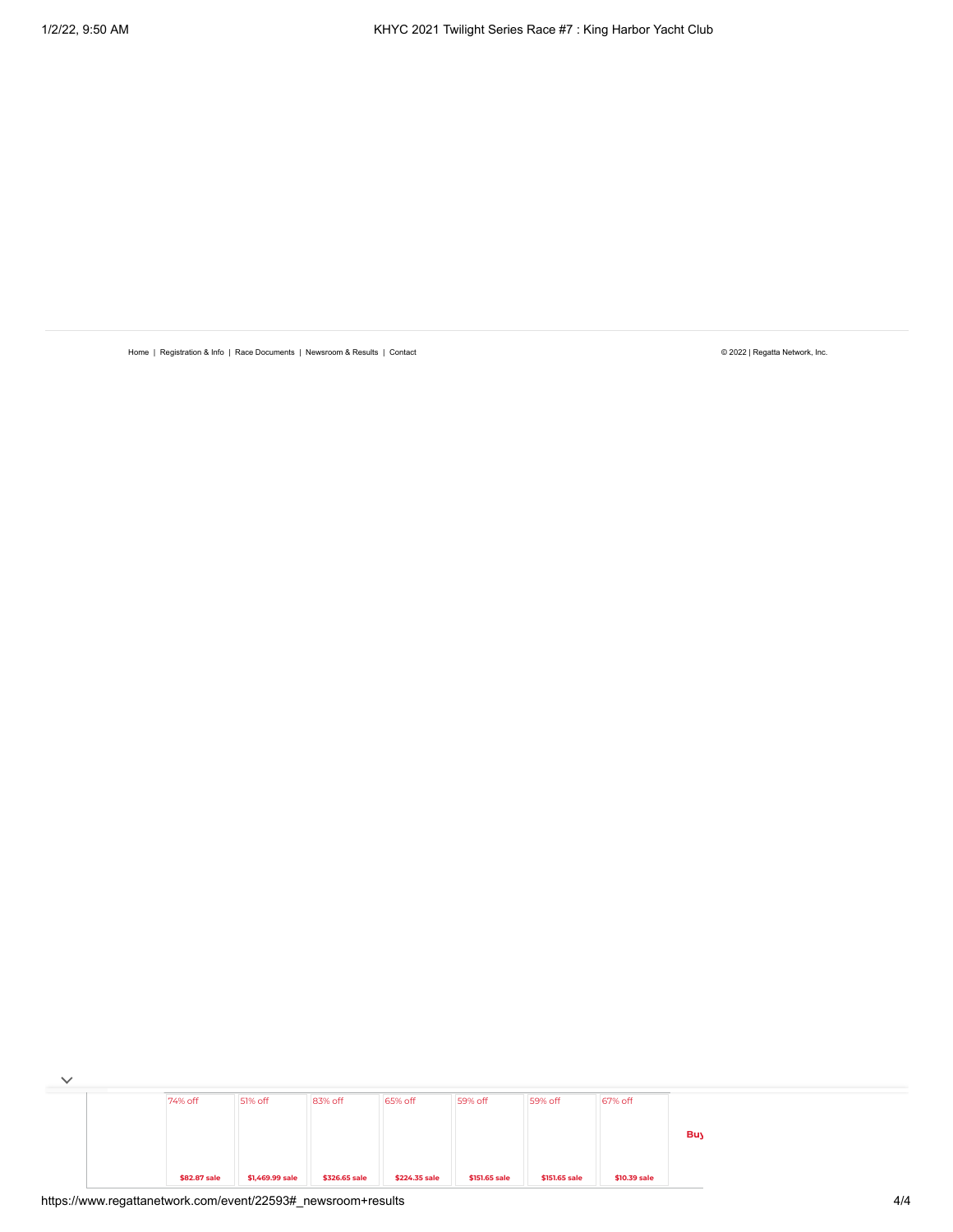Home | Registration & Info | Race Documents | Newsroom & Results | Contact

© 2022 | Regatta Network, Inc.

74% off $82.87 sale

51% off $1,469.99 sale

83% off $326.65 sale

65% off $224.35 sale

59% off $151.65 sale

59% off $151.65 sale

67% off $10.39 sale

Buy